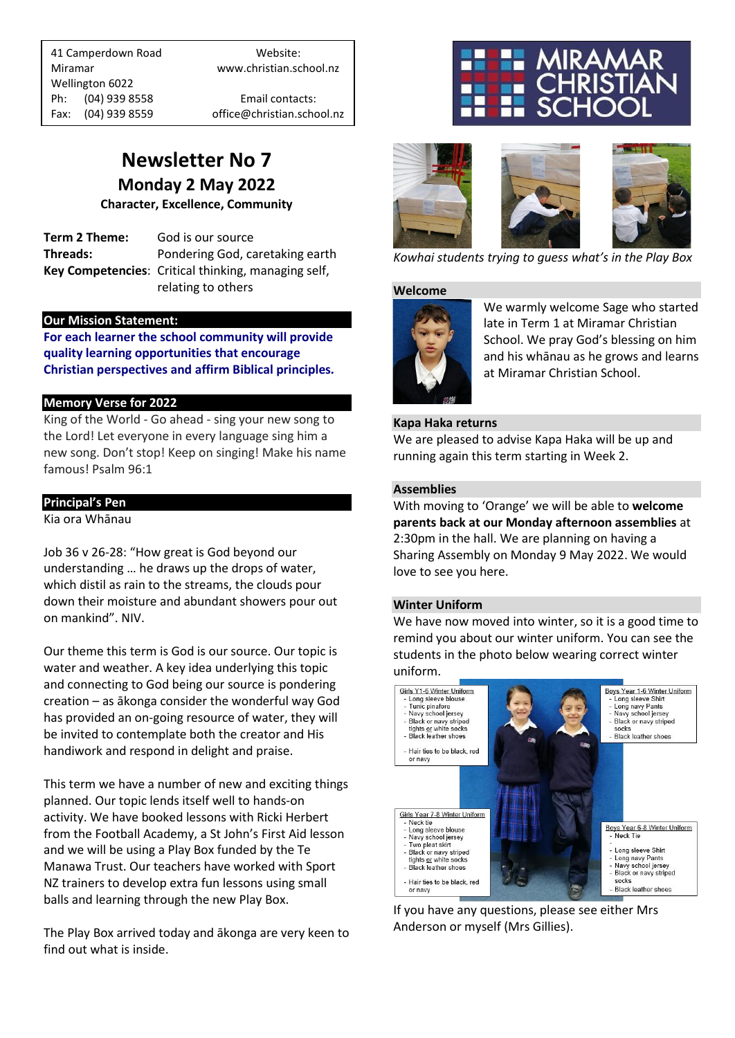41 Camperdown Road
Miramar
Wellington 6022
Ph: (04) 939 8558
Fax: (04) 939 8559

Website:
www.christian.school.nz

Email contacts:
office@christian.school.nz

MIRAMAR CHRISTIAN SCHOOL

# Newsletter No 7

## Monday 2 May 2022

**Character, Excellence, Community**

**Term 2 Theme:** God is our source
**Threads:** Pondering God, caretaking earth
**Key Competencies**: Critical thinking, managing self, relating to others

### Our Mission Statement:

**For each learner the school community will provide quality learning opportunities that encourage Christian perspectives and affirm Biblical principles.**

### Memory Verse for 2022

King of the World - Go ahead - sing your new song to the Lord! Let everyone in every language sing him a new song. Don't stop! Keep on singing! Make his name famous! Psalm 96:1

### Principal's Pen

Kia ora Whānau

Job 36 v 26-28: "How great is God beyond our understanding … he draws up the drops of water, which distil as rain to the streams, the clouds pour down their moisture and abundant showers pour out on mankind". NIV.

Our theme this term is God is our source. Our topic is water and weather. A key idea underlying this topic and connecting to God being our source is pondering creation – as ākonga consider the wonderful way God has provided an on-going resource of water, they will be invited to contemplate both the creator and His handiwork and respond in delight and praise.

This term we have a number of new and exciting things planned. Our topic lends itself well to hands-on activity. We have booked lessons with Ricki Herbert from the Football Academy, a St John's First Aid lesson and we will be using a Play Box funded by the Te Manawa Trust. Our teachers have worked with Sport NZ trainers to develop extra fun lessons using small balls and learning through the new Play Box.

The Play Box arrived today and ākonga are very keen to find out what is inside.

*Kowhai students trying to guess what's in the Play Box*

### Welcome

We warmly welcome Sage who started late in Term 1 at Miramar Christian School. We pray God's blessing on him and his whānau as he grows and learns at Miramar Christian School.

### Kapa Haka returns

We are pleased to advise Kapa Haka will be up and running again this term starting in Week 2.

### Assemblies

With moving to 'Orange' we will be able to **welcome parents back at our Monday afternoon assemblies** at 2:30pm in the hall. We are planning on having a Sharing Assembly on Monday 9 May 2022. We would love to see you here.

### Winter Uniform

We have now moved into winter, so it is a good time to remind you about our winter uniform. You can see the students in the photo below wearing correct winter uniform.

Girls Y1-6 Winter Uniform
- Long sleeve blouse
- Tunic pinafore
- Navy school jersey
- Black or navy striped tights or white socks
- Black leather shoes

- Hair ties to be black, red or navy

Boys Year 1-6 Winter Uniform
- Long sleeve Shirt
- Long navy Pants
- Navy school jersey
- Black or navy striped socks
- Black leather shoes

Girls Year 7-8 Winter Uniform
- Neck tie
- Long sleeve blouse
- Navy school jersey
- Two pleat skirt
- Black or navy striped tights or white socks
- Black leather shoes

- Hair ties to be black, red or navy

Boys Year 6-8 Winter Uniform
- Neck Tie
-
- Long sleeve Shirt
- Long navy Pants
- Navy school jersey
- Black or navy striped socks
- Black leather shoes

If you have any questions, please see either Mrs Anderson or myself (Mrs Gillies).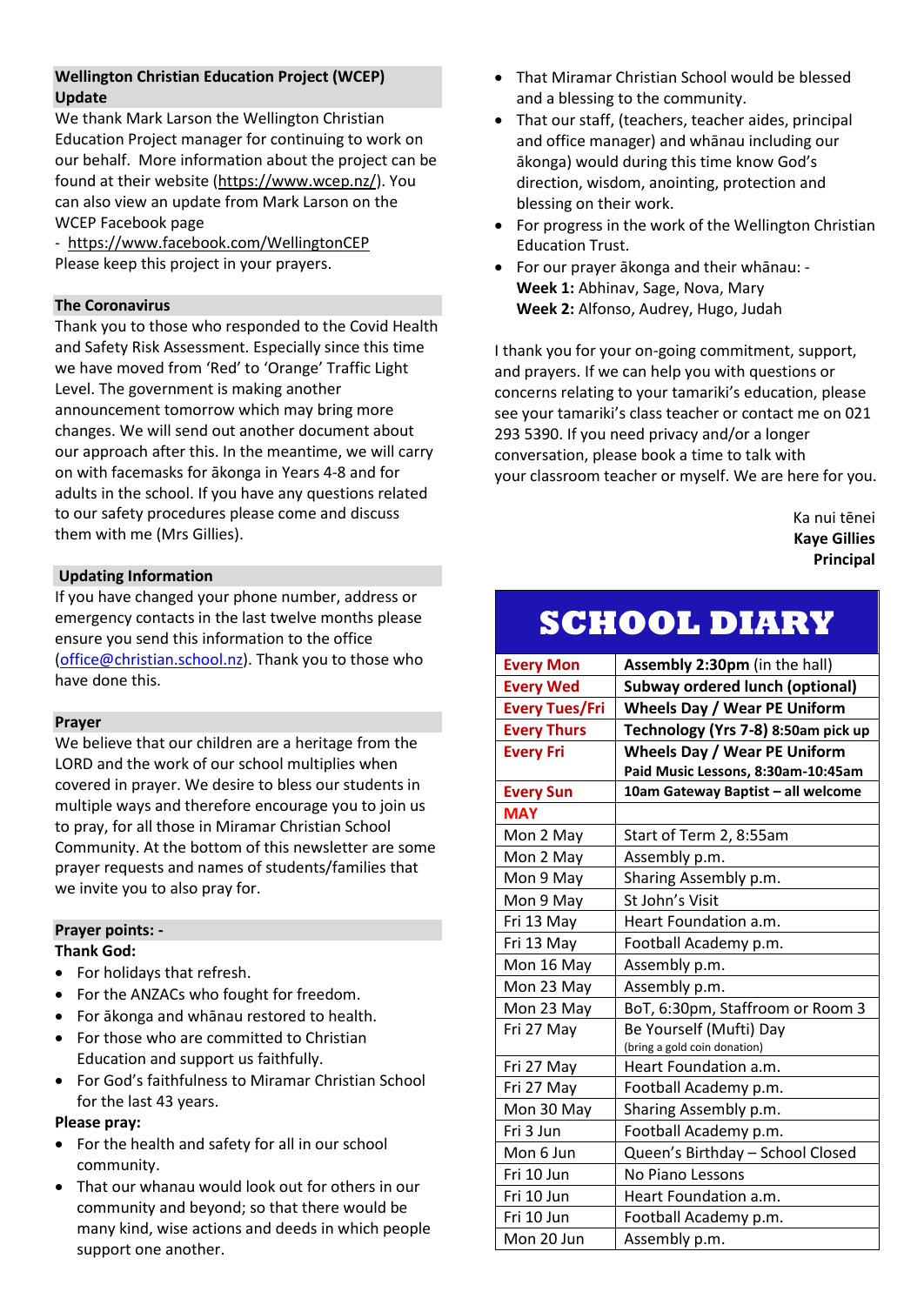## Wellington Christian Education Project (WCEP) Update

We thank Mark Larson the Wellington Christian Education Project manager for continuing to work on our behalf. More information about the project can be found at their website (https://www.wcep.nz/). You can also view an update from Mark Larson on the WCEP Facebook page

- https://www.facebook.com/WellingtonCEP

Please keep this project in your prayers.

## The Coronavirus

Thank you to those who responded to the Covid Health and Safety Risk Assessment. Especially since this time we have moved from 'Red' to 'Orange' Traffic Light Level. The government is making another announcement tomorrow which may bring more changes. We will send out another document about our approach after this. In the meantime, we will carry on with facemasks for ākonga in Years 4-8 and for adults in the school. If you have any questions related to our safety procedures please come and discuss them with me (Mrs Gillies).

## Updating Information

If you have changed your phone number, address or emergency contacts in the last twelve months please ensure you send this information to the office (office@christian.school.nz). Thank you to those who have done this.

## Prayer

We believe that our children are a heritage from the LORD and the work of our school multiplies when covered in prayer. We desire to bless our students in multiple ways and therefore encourage you to join us to pray, for all those in Miramar Christian School Community. At the bottom of this newsletter are some prayer requests and names of students/families that we invite you to also pray for.

## Prayer points: -

**Thank God:**

- For holidays that refresh.
- For the ANZACs who fought for freedom.
- For ākonga and whānau restored to health.
- For those who are committed to Christian Education and support us faithfully.
- For God's faithfulness to Miramar Christian School for the last 43 years.

**Please pray:**

- For the health and safety for all in our school community.
- That our whanau would look out for others in our community and beyond; so that there would be many kind, wise actions and deeds in which people support one another.
- That Miramar Christian School would be blessed and a blessing to the community.
- That our staff, (teachers, teacher aides, principal and office manager) and whānau including our ākonga) would during this time know God's direction, wisdom, anointing, protection and blessing on their work.
- For progress in the work of the Wellington Christian Education Trust.
- For our prayer ākonga and their whānau: -
  **Week 1:** Abhinav, Sage, Nova, Mary
  **Week 2:** Alfonso, Audrey, Hugo, Judah

I thank you for your on-going commitment, support, and prayers. If we can help you with questions or concerns relating to your tamariki's education, please see your tamariki's class teacher or contact me on 021 293 5390. If you need privacy and/or a longer conversation, please book a time to talk with your classroom teacher or myself. We are here for you.

Ka nui tēnei
**Kaye Gillies**
**Principal**

## SCHOOL DIARY

| | |
|---|---|
| **Every Mon** | **Assembly 2:30pm** (in the hall) |
| **Every Wed** | **Subway ordered lunch (optional)** |
| **Every Tues/Fri** | **Wheels Day / Wear PE Uniform** |
| **Every Thurs** | **Technology (Yrs 7-8) 8:50am pick up** |
| **Every Fri** | **Wheels Day / Wear PE Uniform** **Paid Music Lessons, 8:30am-10:45am** |
| **Every Sun** | **10am Gateway Baptist – all welcome** |
| **MAY** | |
| Mon 2 May | Start of Term 2, 8:55am |
| Mon 2 May | Assembly p.m. |
| Mon 9 May | Sharing Assembly p.m. |
| Mon 9 May | St John's Visit |
| Fri 13 May | Heart Foundation a.m. |
| Fri 13 May | Football Academy p.m. |
| Mon 16 May | Assembly p.m. |
| Mon 23 May | Assembly p.m. |
| Mon 23 May | BoT, 6:30pm, Staffroom or Room 3 |
| Fri 27 May | Be Yourself (Mufti) Day (bring a gold coin donation) |
| Fri 27 May | Heart Foundation a.m. |
| Fri 27 May | Football Academy p.m. |
| Mon 30 May | Sharing Assembly p.m. |
| Fri 3 Jun | Football Academy p.m. |
| Mon 6 Jun | Queen's Birthday – School Closed |
| Fri 10 Jun | No Piano Lessons |
| Fri 10 Jun | Heart Foundation a.m. |
| Fri 10 Jun | Football Academy p.m. |
| Mon 20 Jun | Assembly p.m. |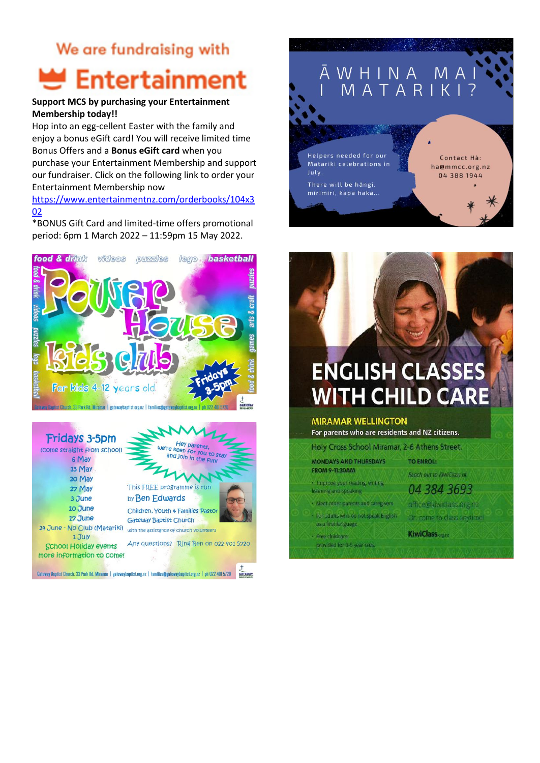We are fundraising with

# Entertainment

**Support MCS by purchasing your Entertainment Membership today!!**

Hop into an egg-cellent Easter with the family and enjoy a bonus eGift card! You will receive limited time Bonus Offers and a **Bonus eGift card** when you purchase your Entertainment Membership and support our fundraiser. Click on the following link to order your Entertainment Membership now

https://www.entertainmentnz.com/orderbooks/104x302

*BONUS Gift Card and limited-time offers promotional period: 6pm 1 March 2022 – 11:59pm 15 May 2022.

## Power House Kids Club

food & drink | videos | puzzles | lego | basketball | arts & craft | games

For kids 4-12 years old

Fridays 3-5pm

Gateway Baptist Church, 33 Park Rd, Miramar | gatewaybaptist.org.nz | families@gatewaybaptist.org.nz | ph 022 401 5720

Fridays 3-5pm
(come straight from school)

- 6 May
- 13 May
- 20 May
- 27 May
- 3 June
- 10 June
- 17 June
- 24 June - No Club (Matariki)
- 1 July

School Holiday events more information to come!

Hey parents, we're keen for you to stay and join in the fun!

This FREE programme is run by Ben Edwards
Children, Youth + Families Pastor
Gateway Baptist Church
with the assistance of church volunteers

Any questions? Ring Ben on 022 401 5720

Gateway Baptist Church, 33 Park Rd, Miramar | gatewaybaptist.org.nz | families@gatewaybaptist.org.nz | ph 022 401 5720

## ĀWHINA MAI I MATARIKI?

Helpers needed for our Matariki celebrations in July.

There will be hāngi, mirimiri, kapa haka...

Contact Hà:
ha@mmcc.org.nz
04 388 1944

## ENGLISH CLASSES WITH CHILD CARE

**MIRAMAR WELLINGTON**

For parents who are residents and NZ citizens.

Holy Cross School Miramar, 2-6 Athens Street.

**MONDAYS AND THURSDAYS FROM 9-11:30AM**

- Improve your reading, writing, listening and speaking
- Meet other parents and caregivers
- For adults who do not speak English as a first language
- Free childcare provided for 0-5 year olds.

**TO ENROL:**

Reach out to KiwiClass at

04 384 3693

office@kiwiclass.org.nz

Or come to class anytime!

KiwiClass